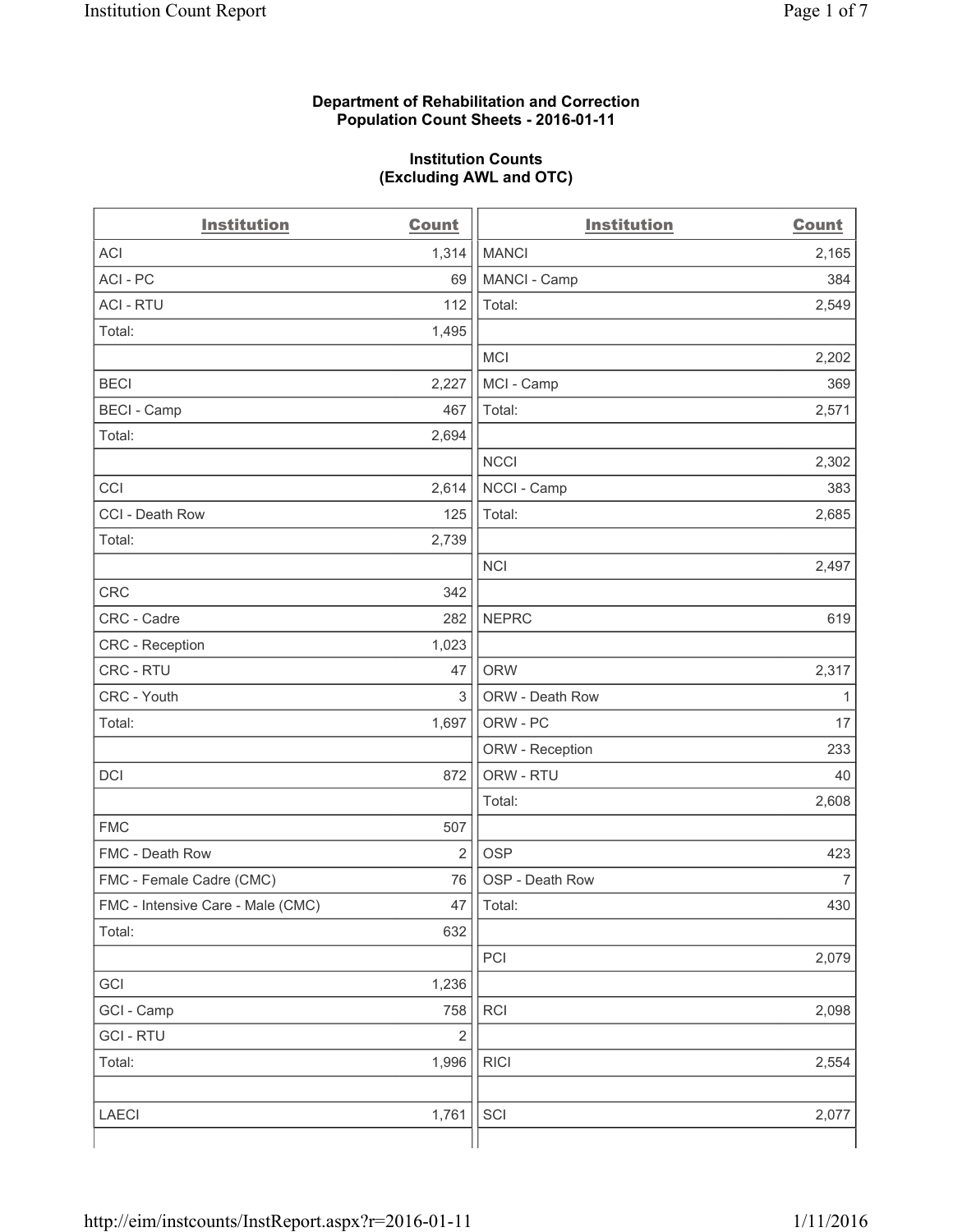**Department of Rehabilitation and Correction**
**Population Count Sheets - 2016-01-11**

**Institution Counts**
**(Excluding AWL and OTC)**

| Institution | Count |
|---|---|
| ACI | 1,314 |
| ACI - PC | 69 |
| ACI - RTU | 112 |
| Total: | 1,495 |
| | |
| BECI | 2,227 |
| BECI - Camp | 467 |
| Total: | 2,694 |
| | |
| CCI | 2,614 |
| CCI - Death Row | 125 |
| Total: | 2,739 |
| | |
| CRC | 342 |
| CRC - Cadre | 282 |
| CRC - Reception | 1,023 |
| CRC - RTU | 47 |
| CRC - Youth | 3 |
| Total: | 1,697 |
| | |
| DCI | 872 |
| | |
| FMC | 507 |
| FMC - Death Row | 2 |
| FMC - Female Cadre (CMC) | 76 |
| FMC - Intensive Care - Male (CMC) | 47 |
| Total: | 632 |
| | |
| GCI | 1,236 |
| GCI - Camp | 758 |
| GCI - RTU | 2 |
| Total: | 1,996 |
| | |
| LAECI | 1,761 |
| MANCI | 2,165 |
| MANCI - Camp | 384 |
| Total: | 2,549 |
| | |
| MCI | 2,202 |
| MCI - Camp | 369 |
| Total: | 2,571 |
| | |
| NCCI | 2,302 |
| NCCI - Camp | 383 |
| Total: | 2,685 |
| | |
| NCI | 2,497 |
| | |
| NEPRC | 619 |
| | |
| ORW | 2,317 |
| ORW - Death Row | 1 |
| ORW - PC | 17 |
| ORW - Reception | 233 |
| ORW - RTU | 40 |
| Total: | 2,608 |
| | |
| OSP | 423 |
| OSP - Death Row | 7 |
| Total: | 430 |
| | |
| PCI | 2,079 |
| | |
| RCI | 2,098 |
| | |
| RICI | 2,554 |
| | |
| SCI | 2,077 |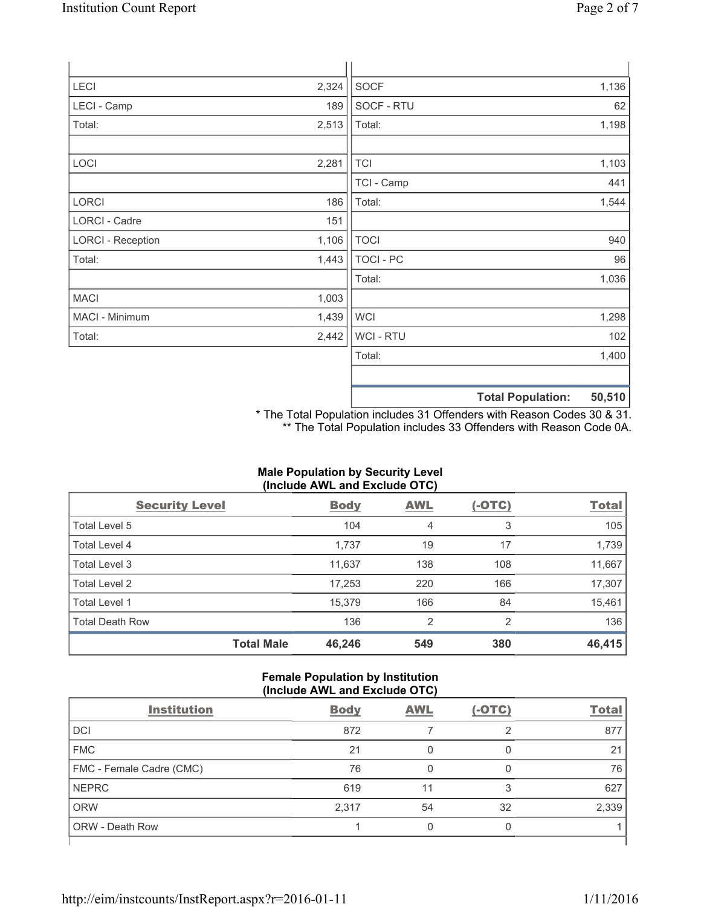| | | | |
|---|---|---|---|
| LECI | 2,324 | SOCF | 1,136 |
| LECI - Camp | 189 | SOCF - RTU | 62 |
| Total: | 2,513 | Total: | 1,198 |
| | | | |
| LOCI | 2,281 | TCI | 1,103 |
| | | TCI - Camp | 441 |
| LORCI | 186 | Total: | 1,544 |
| LORCI - Cadre | 151 | | |
| LORCI - Reception | 1,106 | TOCI | 940 |
| Total: | 1,443 | TOCI - PC | 96 |
| | | Total: | 1,036 |
| MACI | 1,003 | | |
| MACI - Minimum | 1,439 | WCI | 1,298 |
| Total: | 2,442 | WCI - RTU | 102 |
| | | Total: | 1,400 |
| | | | |
| | | **Total Population:** | **50,510** |

* The Total Population includes 31 Offenders with Reason Codes 30 & 31.
** The Total Population includes 33 Offenders with Reason Code 0A.

**Male Population by Security Level (Include AWL and Exclude OTC)**

| Security Level | Body | AWL | (-OTC) | Total |
|---|---|---|---|---|
| Total Level 5 | 104 | 4 | 3 | 105 |
| Total Level 4 | 1,737 | 19 | 17 | 1,739 |
| Total Level 3 | 11,637 | 138 | 108 | 11,667 |
| Total Level 2 | 17,253 | 220 | 166 | 17,307 |
| Total Level 1 | 15,379 | 166 | 84 | 15,461 |
| Total Death Row | 136 | 2 | 2 | 136 |
| **Total Male** | **46,246** | **549** | **380** | **46,415** |

**Female Population by Institution (Include AWL and Exclude OTC)**

| Institution | Body | AWL | (-OTC) | Total |
|---|---|---|---|---|
| DCI | 872 | 7 | 2 | 877 |
| FMC | 21 | 0 | 0 | 21 |
| FMC - Female Cadre (CMC) | 76 | 0 | 0 | 76 |
| NEPRC | 619 | 11 | 3 | 627 |
| ORW | 2,317 | 54 | 32 | 2,339 |
| ORW - Death Row | 1 | 0 | 0 | 1 |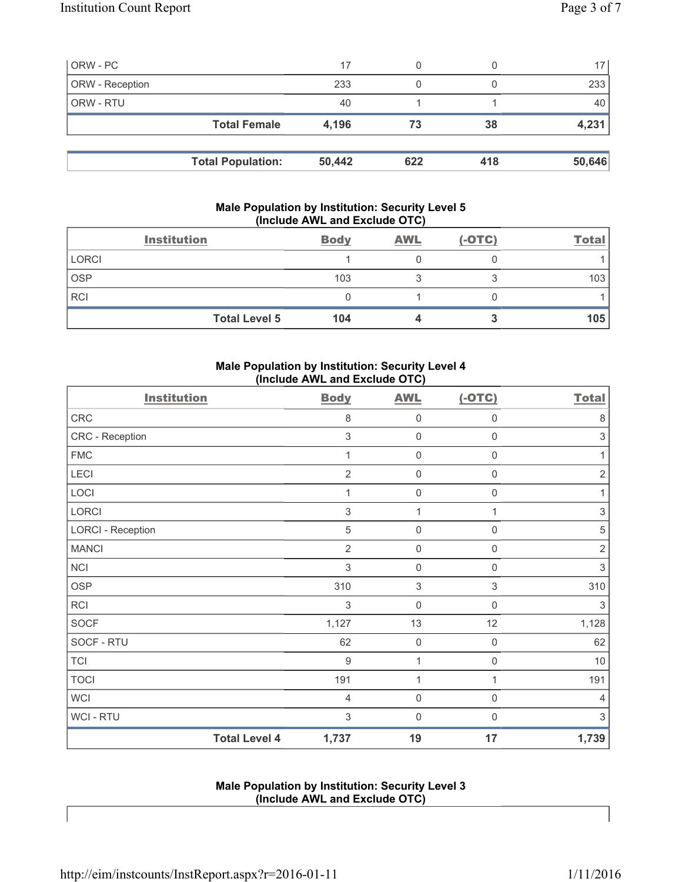| ORW - PC | 17 | 0 | 0 | 17 |
|---|---|---|---|---|
| ORW - Reception | 233 | 0 | 0 | 233 |
| ORW - RTU | 40 | 1 | 1 | 40 |
| **Total Female** | **4,196** | **73** | **38** | **4,231** |

| **Total Population:** | **50,442** | **622** | **418** | **50,646** |
|---|---|---|---|---|

### Male Population by Institution: Security Level 5 (Include AWL and Exclude OTC)

| Institution | Body | AWL | (-OTC) | Total |
|---|---|---|---|---|
| LORCI | 1 | 0 | 0 | 1 |
| OSP | 103 | 3 | 3 | 103 |
| RCI | 0 | 1 | 0 | 1 |
| **Total Level 5** | **104** | **4** | **3** | **105** |

### Male Population by Institution: Security Level 4 (Include AWL and Exclude OTC)

| Institution | Body | AWL | (-OTC) | Total |
|---|---|---|---|---|
| CRC | 8 | 0 | 0 | 8 |
| CRC - Reception | 3 | 0 | 0 | 3 |
| FMC | 1 | 0 | 0 | 1 |
| LECI | 2 | 0 | 0 | 2 |
| LOCI | 1 | 0 | 0 | 1 |
| LORCI | 3 | 1 | 1 | 3 |
| LORCI - Reception | 5 | 0 | 0 | 5 |
| MANCI | 2 | 0 | 0 | 2 |
| NCI | 3 | 0 | 0 | 3 |
| OSP | 310 | 3 | 3 | 310 |
| RCI | 3 | 0 | 0 | 3 |
| SOCF | 1,127 | 13 | 12 | 1,128 |
| SOCF - RTU | 62 | 0 | 0 | 62 |
| TCI | 9 | 1 | 0 | 10 |
| TOCI | 191 | 1 | 1 | 191 |
| WCI | 4 | 0 | 0 | 4 |
| WCI - RTU | 3 | 0 | 0 | 3 |
| **Total Level 4** | **1,737** | **19** | **17** | **1,739** |

### Male Population by Institution: Security Level 3 (Include AWL and Exclude OTC)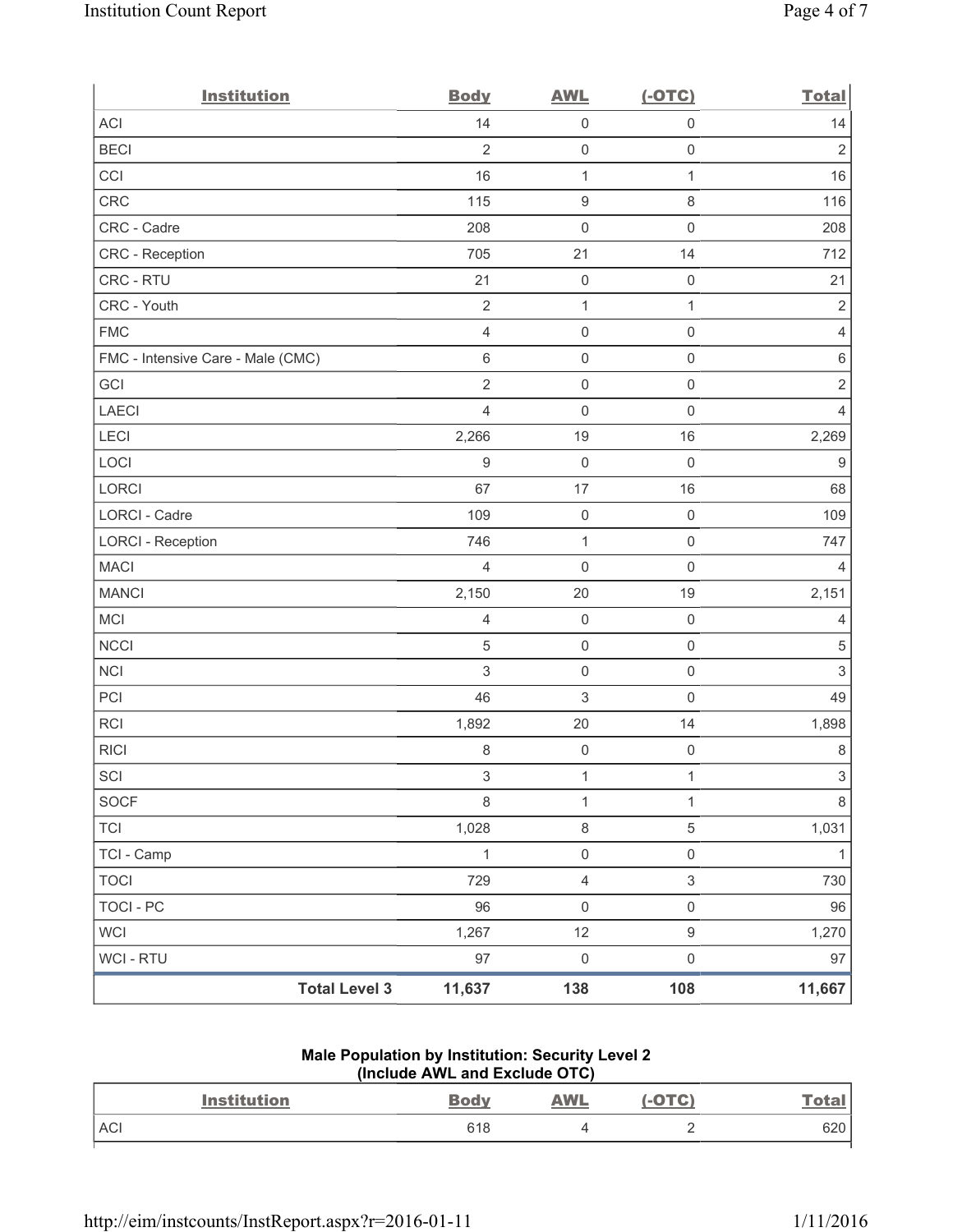| Institution | Body | AWL | (-OTC) | Total |
|---|---|---|---|---|
| ACI | 14 | 0 | 0 | 14 |
| BECI | 2 | 0 | 0 | 2 |
| CCI | 16 | 1 | 1 | 16 |
| CRC | 115 | 9 | 8 | 116 |
| CRC - Cadre | 208 | 0 | 0 | 208 |
| CRC - Reception | 705 | 21 | 14 | 712 |
| CRC - RTU | 21 | 0 | 0 | 21 |
| CRC - Youth | 2 | 1 | 1 | 2 |
| FMC | 4 | 0 | 0 | 4 |
| FMC - Intensive Care - Male (CMC) | 6 | 0 | 0 | 6 |
| GCI | 2 | 0 | 0 | 2 |
| LAECI | 4 | 0 | 0 | 4 |
| LECI | 2,266 | 19 | 16 | 2,269 |
| LOCI | 9 | 0 | 0 | 9 |
| LORCI | 67 | 17 | 16 | 68 |
| LORCI - Cadre | 109 | 0 | 0 | 109 |
| LORCI - Reception | 746 | 1 | 0 | 747 |
| MACI | 4 | 0 | 0 | 4 |
| MANCI | 2,150 | 20 | 19 | 2,151 |
| MCI | 4 | 0 | 0 | 4 |
| NCCI | 5 | 0 | 0 | 5 |
| NCI | 3 | 0 | 0 | 3 |
| PCI | 46 | 3 | 0 | 49 |
| RCI | 1,892 | 20 | 14 | 1,898 |
| RICI | 8 | 0 | 0 | 8 |
| SCI | 3 | 1 | 1 | 3 |
| SOCF | 8 | 1 | 1 | 8 |
| TCI | 1,028 | 8 | 5 | 1,031 |
| TCI - Camp | 1 | 0 | 0 | 1 |
| TOCI | 729 | 4 | 3 | 730 |
| TOCI - PC | 96 | 0 | 0 | 96 |
| WCI | 1,267 | 12 | 9 | 1,270 |
| WCI - RTU | 97 | 0 | 0 | 97 |
| **Total Level 3** | **11,637** | **138** | **108** | **11,667** |

**Male Population by Institution: Security Level 2**
**(Include AWL and Exclude OTC)**

| Institution | Body | AWL | (-OTC) | Total |
|---|---|---|---|---|
| ACI | 618 | 4 | 2 | 620 |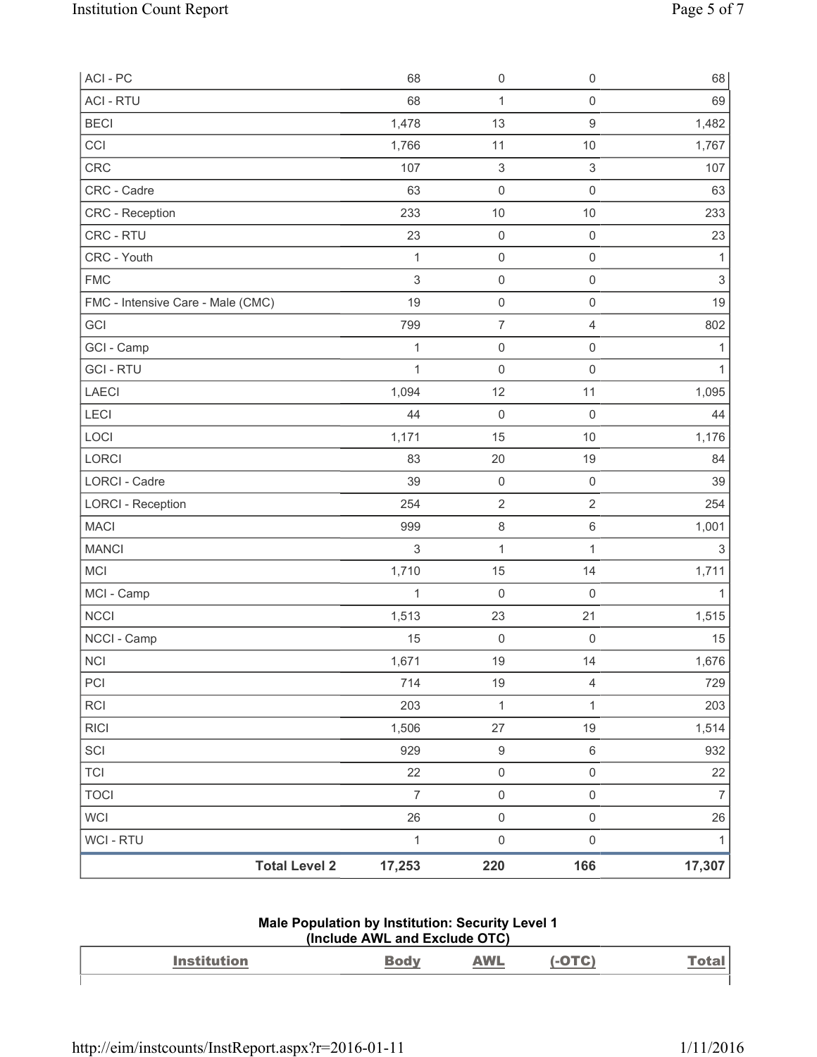| | | | | |
|---|---|---|---|---|
| ACI - PC | 68 | 0 | 0 | 68 |
| ACI - RTU | 68 | 1 | 0 | 69 |
| BECI | 1,478 | 13 | 9 | 1,482 |
| CCI | 1,766 | 11 | 10 | 1,767 |
| CRC | 107 | 3 | 3 | 107 |
| CRC - Cadre | 63 | 0 | 0 | 63 |
| CRC - Reception | 233 | 10 | 10 | 233 |
| CRC - RTU | 23 | 0 | 0 | 23 |
| CRC - Youth | 1 | 0 | 0 | 1 |
| FMC | 3 | 0 | 0 | 3 |
| FMC - Intensive Care - Male (CMC) | 19 | 0 | 0 | 19 |
| GCI | 799 | 7 | 4 | 802 |
| GCI - Camp | 1 | 0 | 0 | 1 |
| GCI - RTU | 1 | 0 | 0 | 1 |
| LAECI | 1,094 | 12 | 11 | 1,095 |
| LECI | 44 | 0 | 0 | 44 |
| LOCI | 1,171 | 15 | 10 | 1,176 |
| LORCI | 83 | 20 | 19 | 84 |
| LORCI - Cadre | 39 | 0 | 0 | 39 |
| LORCI - Reception | 254 | 2 | 2 | 254 |
| MACI | 999 | 8 | 6 | 1,001 |
| MANCI | 3 | 1 | 1 | 3 |
| MCI | 1,710 | 15 | 14 | 1,711 |
| MCI - Camp | 1 | 0 | 0 | 1 |
| NCCI | 1,513 | 23 | 21 | 1,515 |
| NCCI - Camp | 15 | 0 | 0 | 15 |
| NCI | 1,671 | 19 | 14 | 1,676 |
| PCI | 714 | 19 | 4 | 729 |
| RCI | 203 | 1 | 1 | 203 |
| RICI | 1,506 | 27 | 19 | 1,514 |
| SCI | 929 | 9 | 6 | 932 |
| TCI | 22 | 0 | 0 | 22 |
| TOCI | 7 | 0 | 0 | 7 |
| WCI | 26 | 0 | 0 | 26 |
| WCI - RTU | 1 | 0 | 0 | 1 |
| **Total Level 2** | **17,253** | **220** | **166** | **17,307** |

### Male Population by Institution: Security Level 1
### (Include AWL and Exclude OTC)

| Institution | Body | AWL | (-OTC) | Total |
|---|---|---|---|---|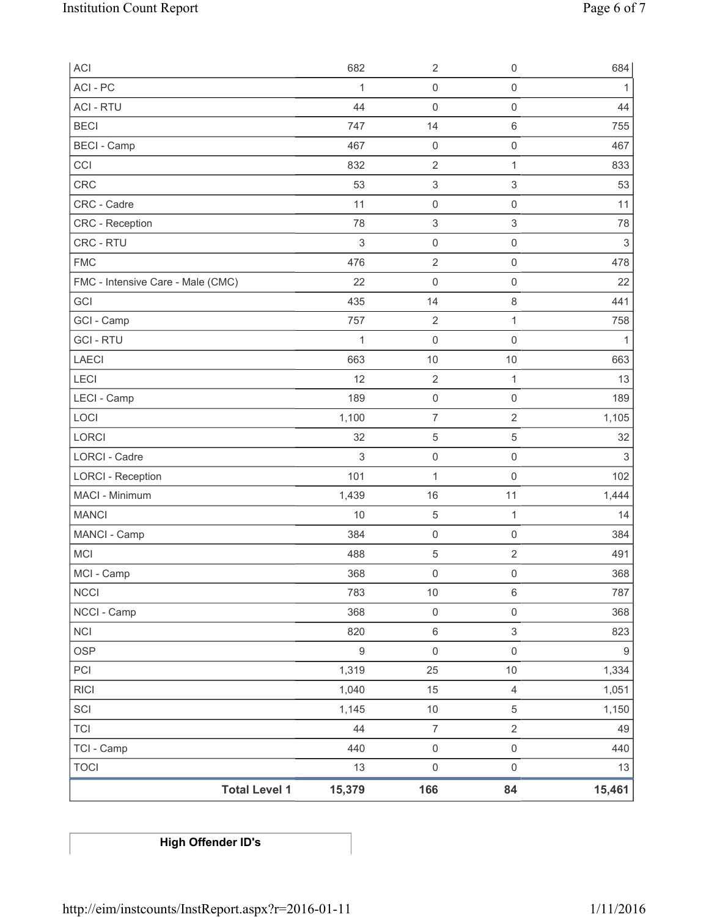| | | | | |
|---|---|---|---|---|
| ACI | 682 | 2 | 0 | 684 |
| ACI - PC | 1 | 0 | 0 | 1 |
| ACI - RTU | 44 | 0 | 0 | 44 |
| BECI | 747 | 14 | 6 | 755 |
| BECI - Camp | 467 | 0 | 0 | 467 |
| CCI | 832 | 2 | 1 | 833 |
| CRC | 53 | 3 | 3 | 53 |
| CRC - Cadre | 11 | 0 | 0 | 11 |
| CRC - Reception | 78 | 3 | 3 | 78 |
| CRC - RTU | 3 | 0 | 0 | 3 |
| FMC | 476 | 2 | 0 | 478 |
| FMC - Intensive Care - Male (CMC) | 22 | 0 | 0 | 22 |
| GCI | 435 | 14 | 8 | 441 |
| GCI - Camp | 757 | 2 | 1 | 758 |
| GCI - RTU | 1 | 0 | 0 | 1 |
| LAECI | 663 | 10 | 10 | 663 |
| LECI | 12 | 2 | 1 | 13 |
| LECI - Camp | 189 | 0 | 0 | 189 |
| LOCI | 1,100 | 7 | 2 | 1,105 |
| LORCI | 32 | 5 | 5 | 32 |
| LORCI - Cadre | 3 | 0 | 0 | 3 |
| LORCI - Reception | 101 | 1 | 0 | 102 |
| MACI - Minimum | 1,439 | 16 | 11 | 1,444 |
| MANCI | 10 | 5 | 1 | 14 |
| MANCI - Camp | 384 | 0 | 0 | 384 |
| MCI | 488 | 5 | 2 | 491 |
| MCI - Camp | 368 | 0 | 0 | 368 |
| NCCI | 783 | 10 | 6 | 787 |
| NCCI - Camp | 368 | 0 | 0 | 368 |
| NCI | 820 | 6 | 3 | 823 |
| OSP | 9 | 0 | 0 | 9 |
| PCI | 1,319 | 25 | 10 | 1,334 |
| RICI | 1,040 | 15 | 4 | 1,051 |
| SCI | 1,145 | 10 | 5 | 1,150 |
| TCI | 44 | 7 | 2 | 49 |
| TCI - Camp | 440 | 0 | 0 | 440 |
| TOCI | 13 | 0 | 0 | 13 |
| **Total Level 1** | **15,379** | **166** | **84** | **15,461** |

| **High Offender ID's** |
|---|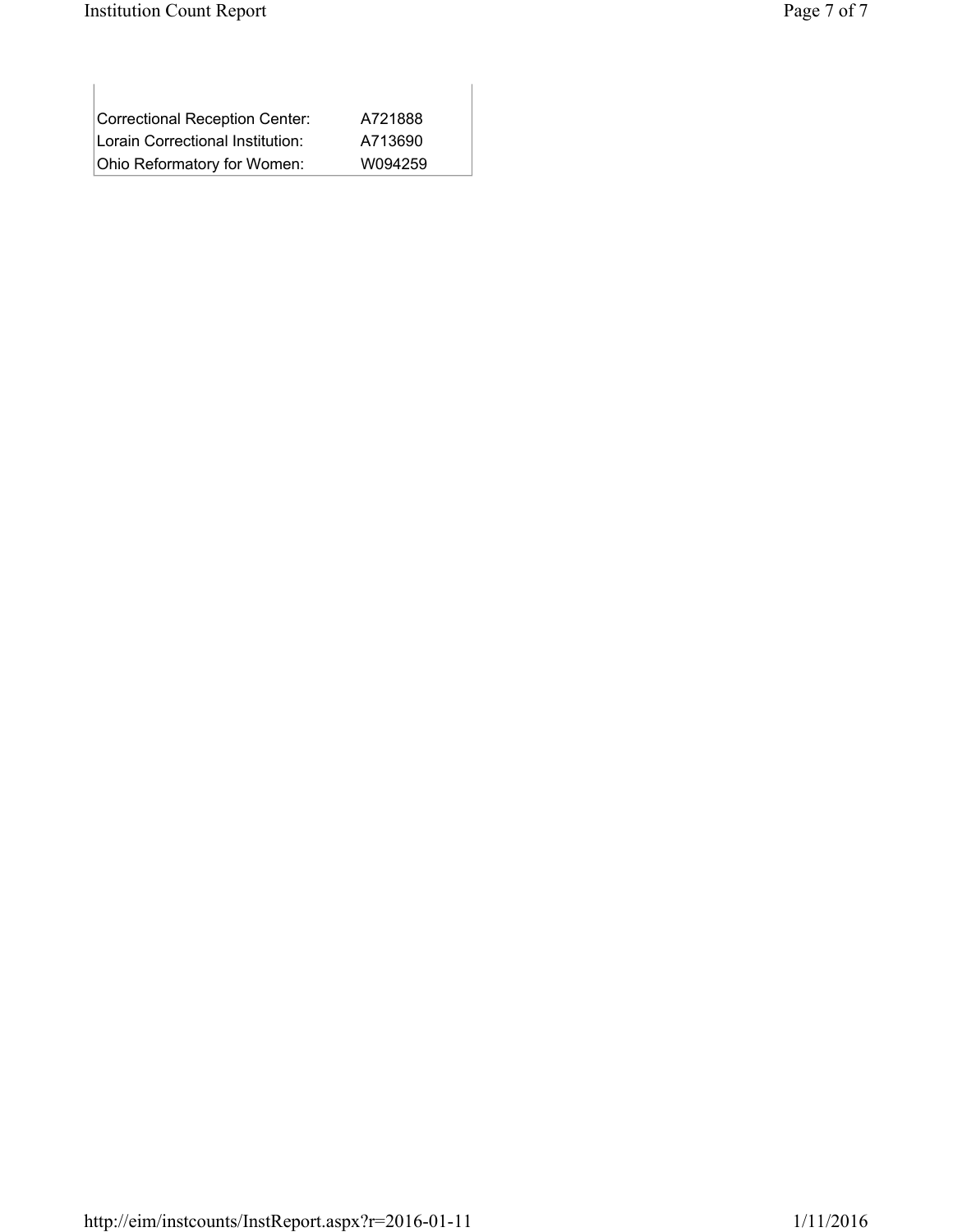| | |
|---|---|
| Correctional Reception Center: | A721888 |
| Lorain Correctional Institution: | A713690 |
| Ohio Reformatory for Women: | W094259 |